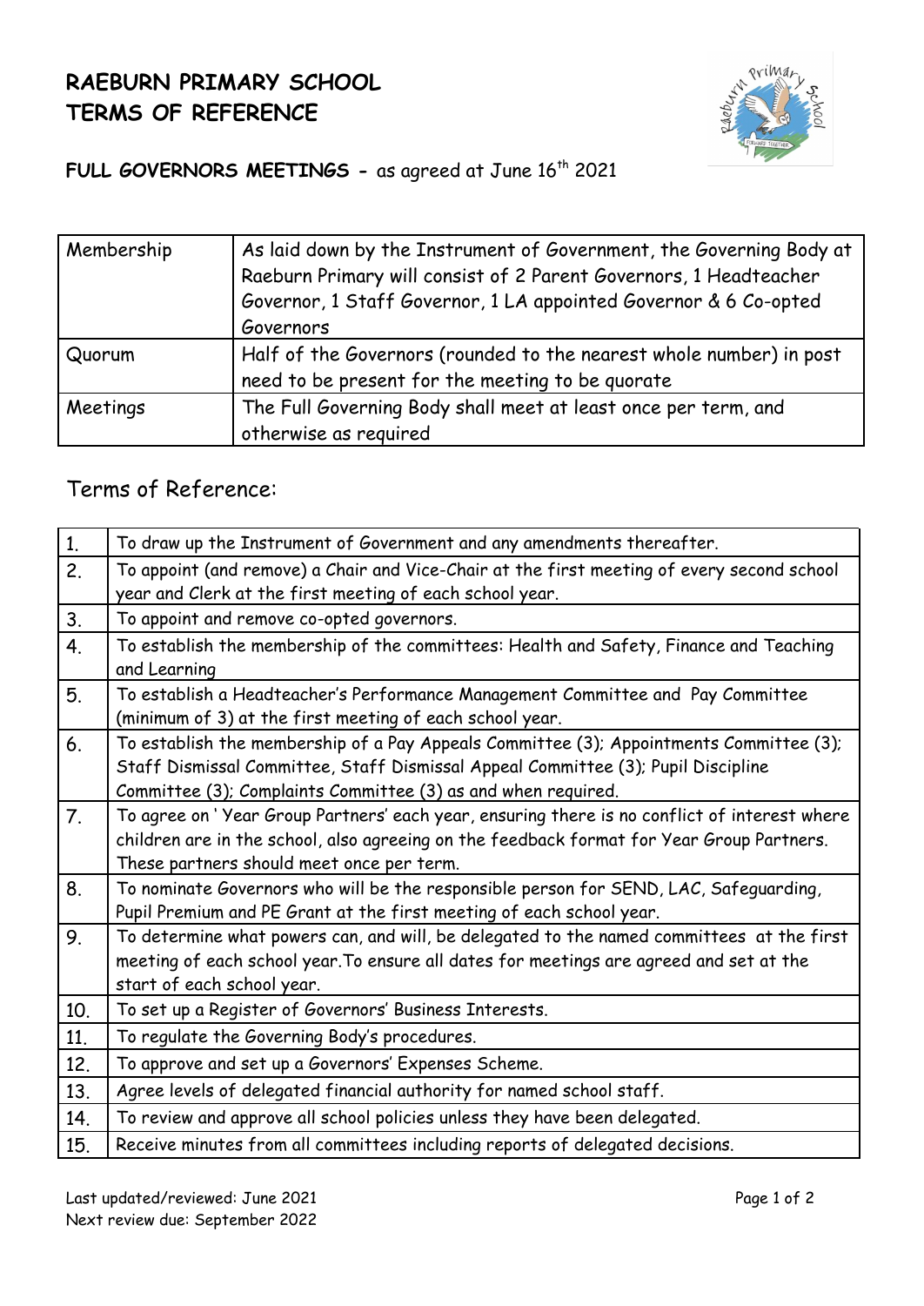# RAEBURN PRIMARY SCHOOL
# TERMS OF REFERENCE

**FULL GOVERNORS MEETINGS -** as agreed at June 16th 2021

| | |
|---|---|
| Membership | As laid down by the Instrument of Government, the Governing Body at Raeburn Primary will consist of 2 Parent Governors, 1 Headteacher Governor, 1 Staff Governor, 1 LA appointed Governor & 6 Co-opted Governors |
| Quorum | Half of the Governors (rounded to the nearest whole number) in post need to be present for the meeting to be quorate |
| Meetings | The Full Governing Body shall meet at least once per term, and otherwise as required |

## Terms of Reference:

| | |
|---|---|
| 1. | To draw up the Instrument of Government and any amendments thereafter. |
| 2. | To appoint (and remove) a Chair and Vice-Chair at the first meeting of every second school year and Clerk at the first meeting of each school year. |
| 3. | To appoint and remove co-opted governors. |
| 4. | To establish the membership of the committees: Health and Safety, Finance and Teaching and Learning |
| 5. | To establish a Headteacher's Performance Management Committee and Pay Committee (minimum of 3) at the first meeting of each school year. |
| 6. | To establish the membership of a Pay Appeals Committee (3); Appointments Committee (3); Staff Dismissal Committee, Staff Dismissal Appeal Committee (3); Pupil Discipline Committee (3); Complaints Committee (3) as and when required. |
| 7. | To agree on ' Year Group Partners' each year, ensuring there is no conflict of interest where children are in the school, also agreeing on the feedback format for Year Group Partners. These partners should meet once per term. |
| 8. | To nominate Governors who will be the responsible person for SEND, LAC, Safeguarding, Pupil Premium and PE Grant at the first meeting of each school year. |
| 9. | To determine what powers can, and will, be delegated to the named committees at the first meeting of each school year.To ensure all dates for meetings are agreed and set at the start of each school year. |
| 10. | To set up a Register of Governors' Business Interests. |
| 11. | To regulate the Governing Body's procedures. |
| 12. | To approve and set up a Governors' Expenses Scheme. |
| 13. | Agree levels of delegated financial authority for named school staff. |
| 14. | To review and approve all school policies unless they have been delegated. |
| 15. | Receive minutes from all committees including reports of delegated decisions. |

Last updated/reviewed: June 2021
Next review due: September 2022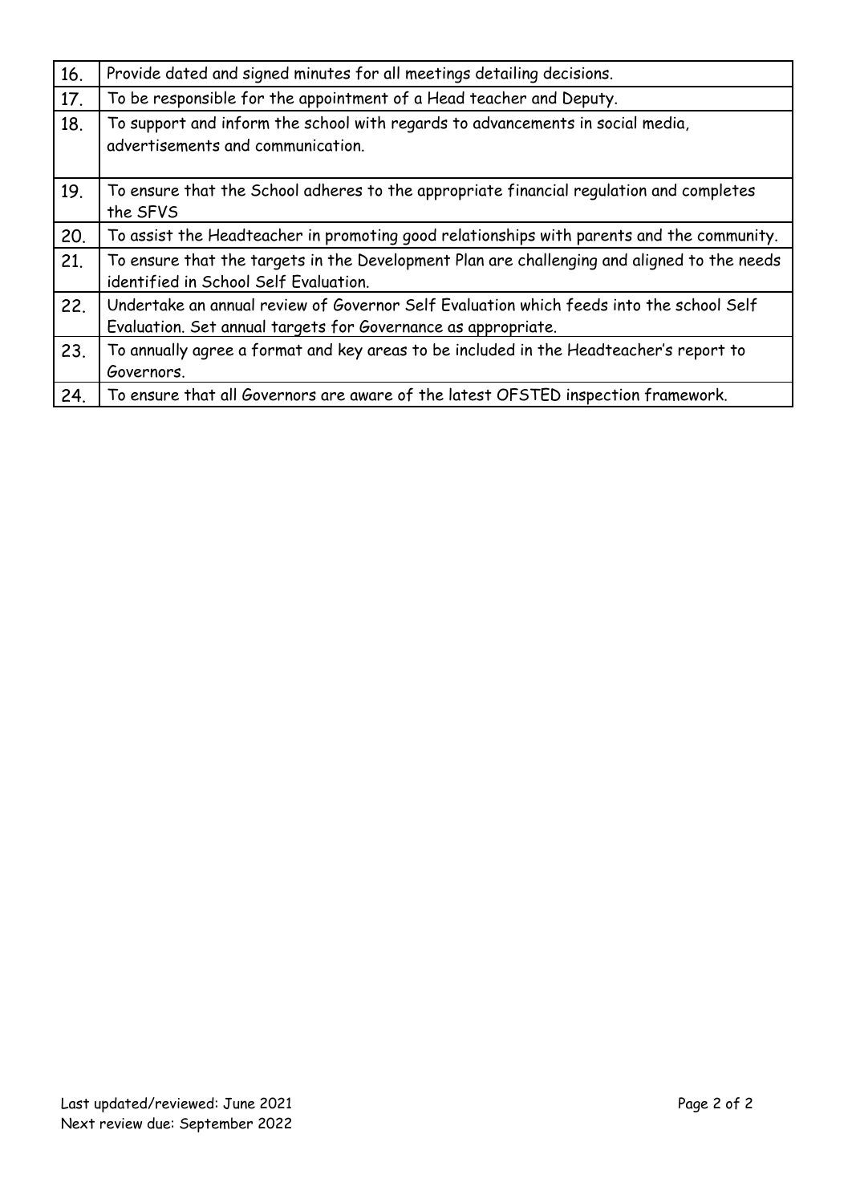| | |
|---|---|
| 16. | Provide dated and signed minutes for all meetings detailing decisions. |
| 17. | To be responsible for the appointment of a Head teacher and Deputy. |
| 18. | To support and inform the school with regards to advancements in social media, advertisements and communication. |
| 19. | To ensure that the School adheres to the appropriate financial regulation and completes the SFVS |
| 20. | To assist the Headteacher in promoting good relationships with parents and the community. |
| 21. | To ensure that the targets in the Development Plan are challenging and aligned to the needs identified in School Self Evaluation. |
| 22. | Undertake an annual review of Governor Self Evaluation which feeds into the school Self Evaluation. Set annual targets for Governance as appropriate. |
| 23. | To annually agree a format and key areas to be included in the Headteacher's report to Governors. |
| 24. | To ensure that all Governors are aware of the latest OFSTED inspection framework. |

Last updated/reviewed: June 2021
Next review due: September 2022